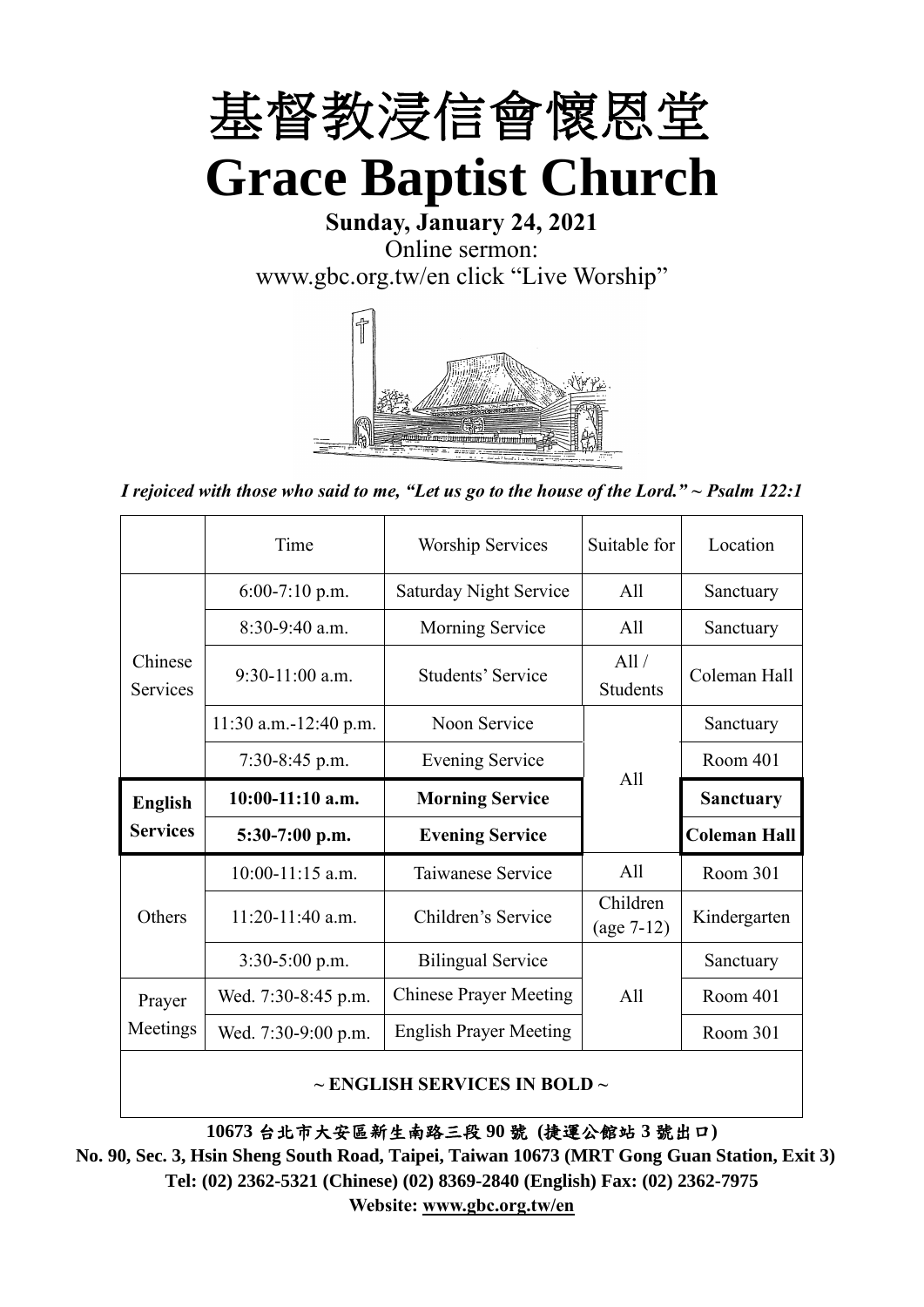# 基督教浸信會懷恩堂

# Grace Baptist Church

**Sunday, January 24, 2021**

Online sermon:

www.gbc.org.tw/en click "Live Worship"

*I rejoiced with those who said to me, "Let us go to the house of the Lord." ~ Psalm 122:1*

| | Time | Worship Services | Suitable for | Location |
|---|---|---|---|---|
| Chinese Services | 6:00-7:10 p.m. | Saturday Night Service | All | Sanctuary |
| | 8:30-9:40 a.m. | Morning Service | All | Sanctuary |
| | 9:30-11:00 a.m. | Students' Service | All / Students | Coleman Hall |
| | 11:30 a.m.-12:40 p.m. | Noon Service | All | Sanctuary |
| | 7:30-8:45 p.m. | Evening Service | | Room 401 |
| **English Services** | **10:00-11:10 a.m.** | **Morning Service** | | **Sanctuary** |
| | **5:30-7:00 p.m.** | **Evening Service** | | **Coleman Hall** |
| Others | 10:00-11:15 a.m. | Taiwanese Service | All | Room 301 |
| | 11:20-11:40 a.m. | Children's Service | Children (age 7-12) | Kindergarten |
| | 3:30-5:00 p.m. | Bilingual Service | All | Sanctuary |
| Prayer Meetings | Wed. 7:30-8:45 p.m. | Chinese Prayer Meeting | | Room 401 |
| | Wed. 7:30-9:00 p.m. | English Prayer Meeting | | Room 301 |

**~ ENGLISH SERVICES IN BOLD ~**

**10673 台北市大安區新生南路三段 90 號 (捷運公館站 3 號出口)**

**No. 90, Sec. 3, Hsin Sheng South Road, Taipei, Taiwan 10673 (MRT Gong Guan Station, Exit 3)**

**Tel: (02) 2362-5321 (Chinese) (02) 8369-2840 (English) Fax: (02) 2362-7975**

**Website: www.gbc.org.tw/en**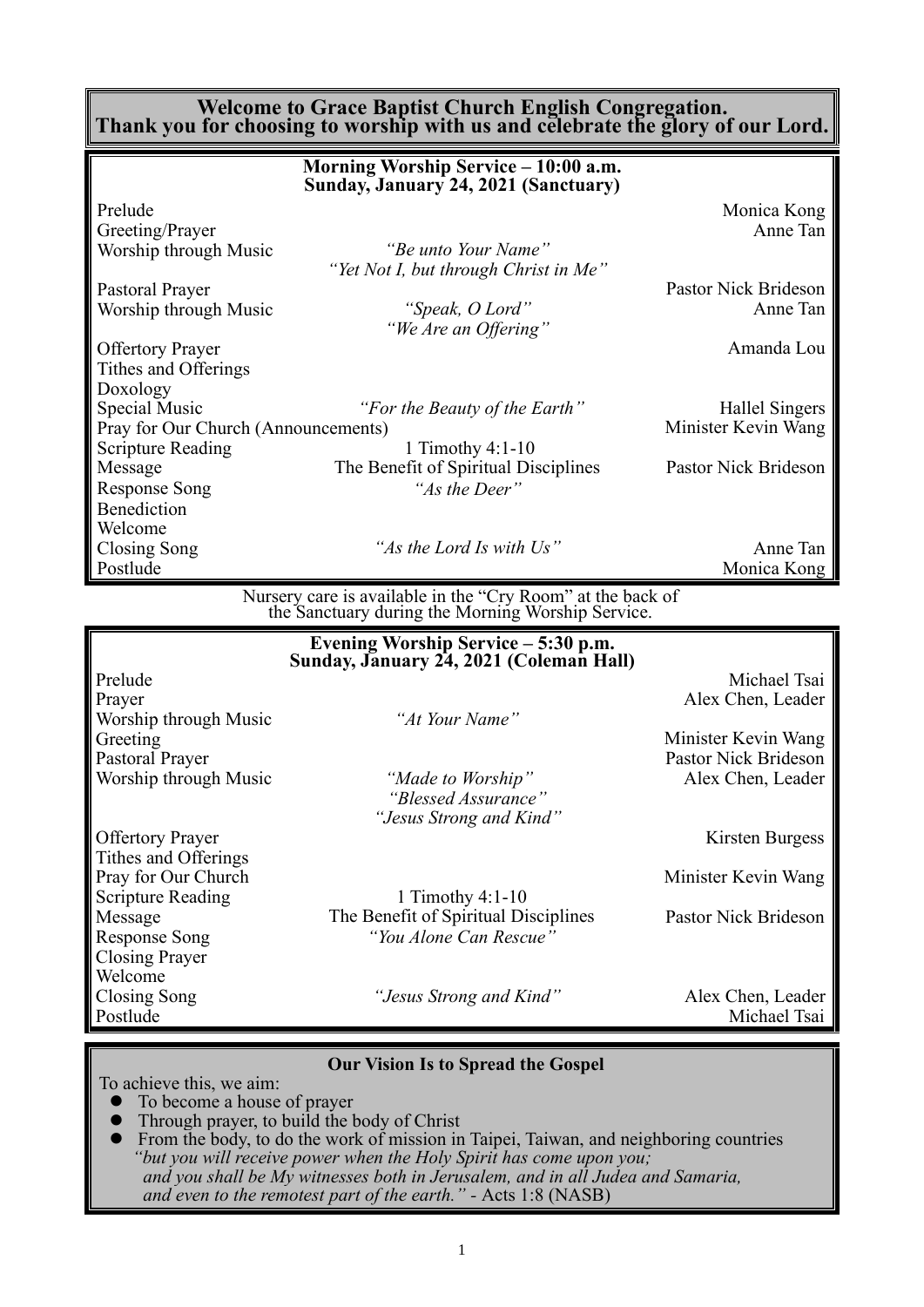# Welcome to Grace Baptist Church English Congregation.
# Thank you for choosing to worship with us and celebrate the glory of our Lord.

## Morning Worship Service – 10:00 a.m.
## Sunday, January 24, 2021 (Sanctuary)

| | | |
|---|---|---|
| Prelude | | Monica Kong |
| Greeting/Prayer | | Anne Tan |
| Worship through Music | *"Be unto Your Name"* *"Yet Not I, but through Christ in Me"* | |
| Pastoral Prayer | | Pastor Nick Brideson |
| Worship through Music | *"Speak, O Lord"* *"We Are an Offering"* | Anne Tan |
| Offertory Prayer | | Amanda Lou |
| Tithes and Offerings | | |
| Doxology | | |
| Special Music | *"For the Beauty of the Earth"* | Hallel Singers |
| Pray for Our Church (Announcements) | | Minister Kevin Wang |
| Scripture Reading | 1 Timothy 4:1-10 | |
| Message | The Benefit of Spiritual Disciplines | Pastor Nick Brideson |
| Response Song | *"As the Deer"* | |
| Benediction | | |
| Welcome | | |
| Closing Song | *"As the Lord Is with Us"* | Anne Tan |
| Postlude | | Monica Kong |

Nursery care is available in the "Cry Room" at the back of the Sanctuary during the Morning Worship Service.

## Evening Worship Service – 5:30 p.m.
## Sunday, January 24, 2021 (Coleman Hall)

| | | |
|---|---|---|
| Prelude | | Michael Tsai |
| Prayer | | Alex Chen, Leader |
| Worship through Music | *"At Your Name"* | |
| Greeting | | Minister Kevin Wang |
| Pastoral Prayer | | Pastor Nick Brideson |
| Worship through Music | *"Made to Worship"* *"Blessed Assurance"* *"Jesus Strong and Kind"* | Alex Chen, Leader |
| Offertory Prayer | | Kirsten Burgess |
| Tithes and Offerings | | |
| Pray for Our Church | | Minister Kevin Wang |
| Scripture Reading | 1 Timothy 4:1-10 | |
| Message | The Benefit of Spiritual Disciplines | Pastor Nick Brideson |
| Response Song | *"You Alone Can Rescue"* | |
| Closing Prayer | | |
| Welcome | | |
| Closing Song | *"Jesus Strong and Kind"* | Alex Chen, Leader |
| Postlude | | Michael Tsai |

## Our Vision Is to Spread the Gospel

To achieve this, we aim:

- To become a house of prayer
- Through prayer, to build the body of Christ
- From the body, to do the work of mission in Taipei, Taiwan, and neighboring countries

*"but you will receive power when the Holy Spirit has come upon you; and you shall be My witnesses both in Jerusalem, and in all Judea and Samaria, and even to the remotest part of the earth."* - Acts 1:8 (NASB)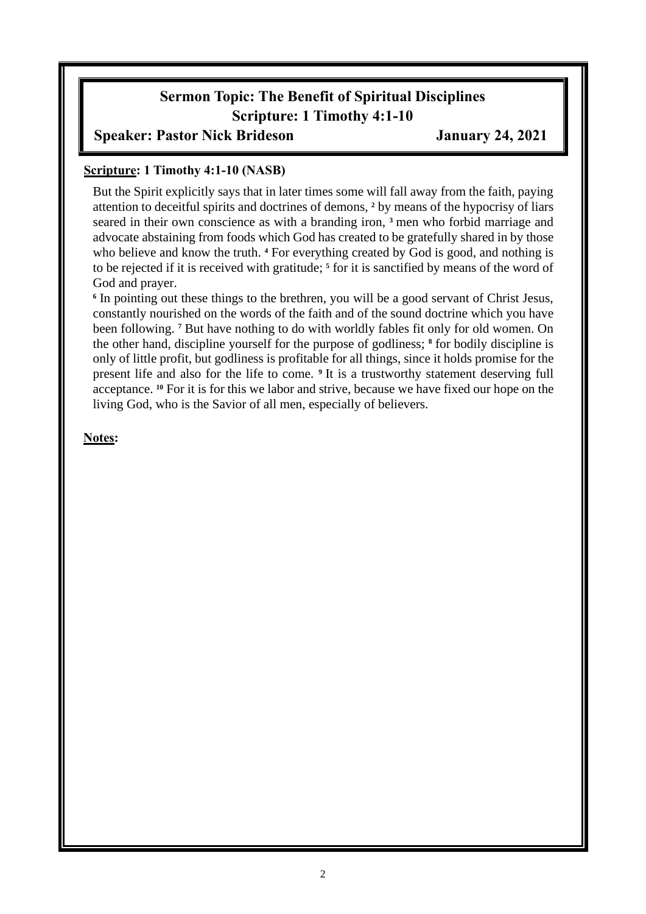## Sermon Topic: The Benefit of Spiritual Disciplines
## Scripture: 1 Timothy 4:1-10

**Speaker: Pastor Nick Brideson** **January 24, 2021**

**Scripture: 1 Timothy 4:1-10 (NASB)**

But the Spirit explicitly says that in later times some will fall away from the faith, paying attention to deceitful spirits and doctrines of demons, [2] by means of the hypocrisy of liars seared in their own conscience as with a branding iron, [3] men who forbid marriage and advocate abstaining from foods which God has created to be gratefully shared in by those who believe and know the truth. [4] For everything created by God is good, and nothing is to be rejected if it is received with gratitude; [5] for it is sanctified by means of the word of God and prayer.

[6] In pointing out these things to the brethren, you will be a good servant of Christ Jesus, constantly nourished on the words of the faith and of the sound doctrine which you have been following. [7] But have nothing to do with worldly fables fit only for old women. On the other hand, discipline yourself for the purpose of godliness; [8] for bodily discipline is only of little profit, but godliness is profitable for all things, since it holds promise for the present life and also for the life to come. [9] It is a trustworthy statement deserving full acceptance. [10] For it is for this we labor and strive, because we have fixed our hope on the living God, who is the Savior of all men, especially of believers.

**Notes:**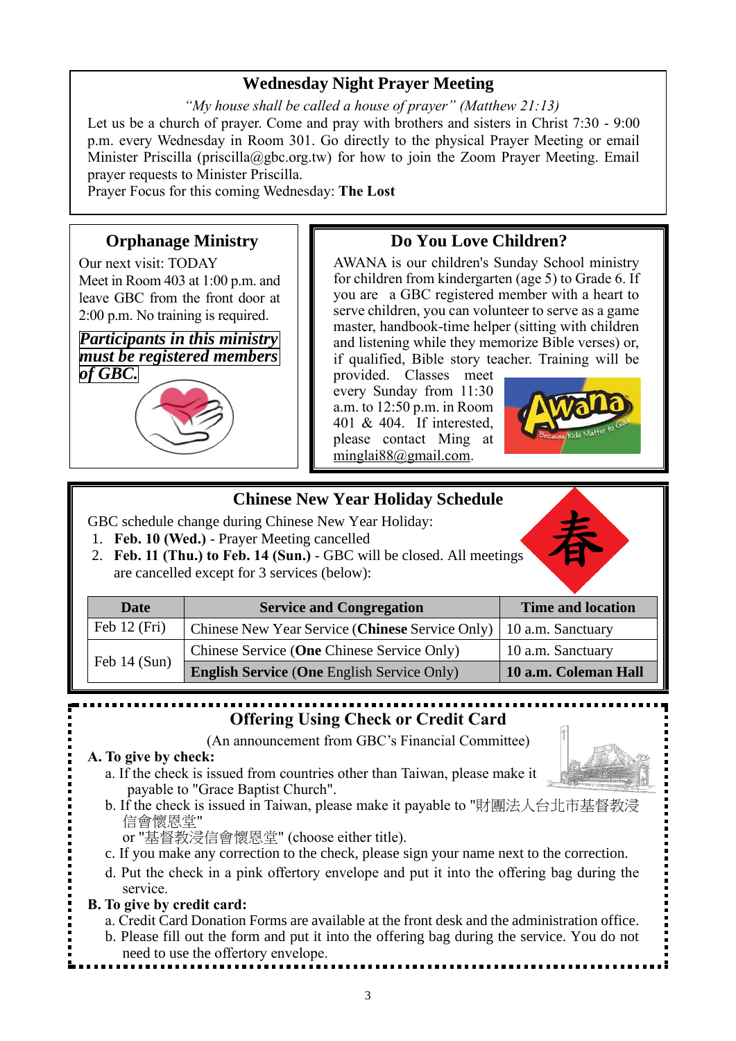## Wednesday Night Prayer Meeting

*"My house shall be called a house of prayer" (Matthew 21:13)*

Let us be a church of prayer. Come and pray with brothers and sisters in Christ 7:30 - 9:00 p.m. every Wednesday in Room 301. Go directly to the physical Prayer Meeting or email Minister Priscilla (priscilla@gbc.org.tw) for how to join the Zoom Prayer Meeting. Email prayer requests to Minister Priscilla.

Prayer Focus for this coming Wednesday: **The Lost**

## Orphanage Ministry

Our next visit: TODAY

Meet in Room 403 at 1:00 p.m. and leave GBC from the front door at 2:00 p.m. No training is required.

***Participants in this ministry must be registered members of GBC.***

## Do You Love Children?

AWANA is our children's Sunday School ministry for children from kindergarten (age 5) to Grade 6. If you are a GBC registered member with a heart to serve children, you can volunteer to serve as a game master, handbook-time helper (sitting with children and listening while they memorize Bible verses) or, if qualified, Bible story teacher. Training will be provided. Classes meet every Sunday from 11:30 a.m. to 12:50 p.m. in Room 401 & 404. If interested, please contact Ming at minglai88@gmail.com.

## Chinese New Year Holiday Schedule

GBC schedule change during Chinese New Year Holiday:

1. **Feb. 10 (Wed.)** - Prayer Meeting cancelled
2. **Feb. 11 (Thu.) to Feb. 14 (Sun.)** - GBC will be closed. All meetings are cancelled except for 3 services (below):

| Date | Service and Congregation | Time and location |
|---|---|---|
| Feb 12 (Fri) | Chinese New Year Service (**Chinese** Service Only) | 10 a.m. Sanctuary |
| Feb 14 (Sun) | Chinese Service (**One** Chinese Service Only) | 10 a.m. Sanctuary |
| | **English Service** (**One** English Service Only) | **10 a.m. Coleman Hall** |

## Offering Using Check or Credit Card

(An announcement from GBC's Financial Committee)

**A. To give by check:**

a. If the check is issued from countries other than Taiwan, please make it payable to "Grace Baptist Church".

b. If the check is issued in Taiwan, please make it payable to "財團法人台北市基督教浸信會懷恩堂" or "基督教浸信會懷恩堂" (choose either title).

c. If you make any correction to the check, please sign your name next to the correction.

d. Put the check in a pink offertory envelope and put it into the offering bag during the service.

**B. To give by credit card:**

a. Credit Card Donation Forms are available at the front desk and the administration office.

b. Please fill out the form and put it into the offering bag during the service. You do not need to use the offertory envelope.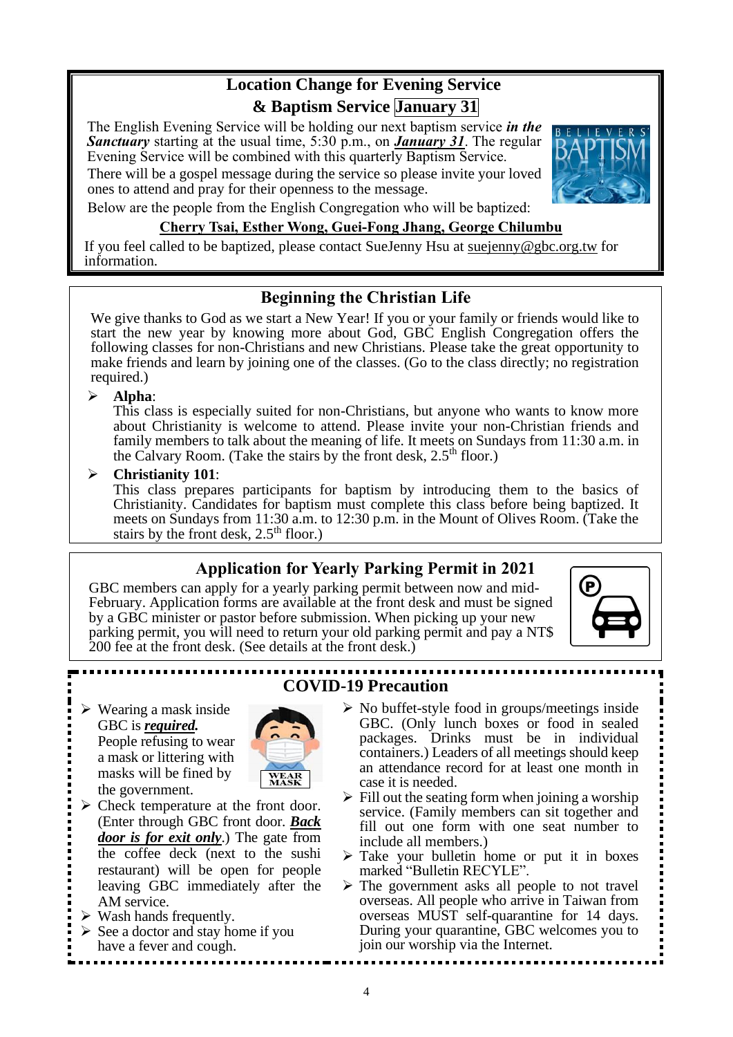## Location Change for Evening Service & Baptism Service January 31

The English Evening Service will be holding our next baptism service ***in the Sanctuary*** starting at the usual time, 5:30 p.m., on ***January 31***. The regular Evening Service will be combined with this quarterly Baptism Service.

There will be a gospel message during the service so please invite your loved ones to attend and pray for their openness to the message.

Below are the people from the English Congregation who will be baptized:

**Cherry Tsai, Esther Wong, Guei-Fong Jhang, George Chilumbu**

If you feel called to be baptized, please contact SueJenny Hsu at suejenny@gbc.org.tw for information.

## Beginning the Christian Life

We give thanks to God as we start a New Year! If you or your family or friends would like to start the new year by knowing more about God, GBC English Congregation offers the following classes for non-Christians and new Christians. Please take the great opportunity to make friends and learn by joining one of the classes. (Go to the class directly; no registration required.)

- **Alpha**:
  This class is especially suited for non-Christians, but anyone who wants to know more about Christianity is welcome to attend. Please invite your non-Christian friends and family members to talk about the meaning of life. It meets on Sundays from 11:30 a.m. in the Calvary Room. (Take the stairs by the front desk, 2.5th floor.)
- **Christianity 101**:
  This class prepares participants for baptism by introducing them to the basics of Christianity. Candidates for baptism must complete this class before being baptized. It meets on Sundays from 11:30 a.m. to 12:30 p.m. in the Mount of Olives Room. (Take the stairs by the front desk, 2.5th floor.)

## Application for Yearly Parking Permit in 2021

GBC members can apply for a yearly parking permit between now and mid-February. Application forms are available at the front desk and must be signed by a GBC minister or pastor before submission. When picking up your new parking permit, you will need to return your old parking permit and pay a NT$ 200 fee at the front desk. (See details at the front desk.)

## COVID-19 Precaution

- Wearing a mask inside GBC is ***required.*** People refusing to wear a mask or littering with masks will be fined by the government.
- Check temperature at the front door. (Enter through GBC front door. ***Back door is for exit only***.) The gate from the coffee deck (next to the sushi restaurant) will be open for people leaving GBC immediately after the AM service.
- Wash hands frequently.
- See a doctor and stay home if you have a fever and cough.
- No buffet-style food in groups/meetings inside GBC. (Only lunch boxes or food in sealed packages. Drinks must be in individual containers.) Leaders of all meetings should keep an attendance record for at least one month in case it is needed.
- Fill out the seating form when joining a worship service. (Family members can sit together and fill out one form with one seat number to include all members.)
- Take your bulletin home or put it in boxes marked "Bulletin RECYLE".
- The government asks all people to not travel overseas. All people who arrive in Taiwan from overseas MUST self-quarantine for 14 days. During your quarantine, GBC welcomes you to join our worship via the Internet.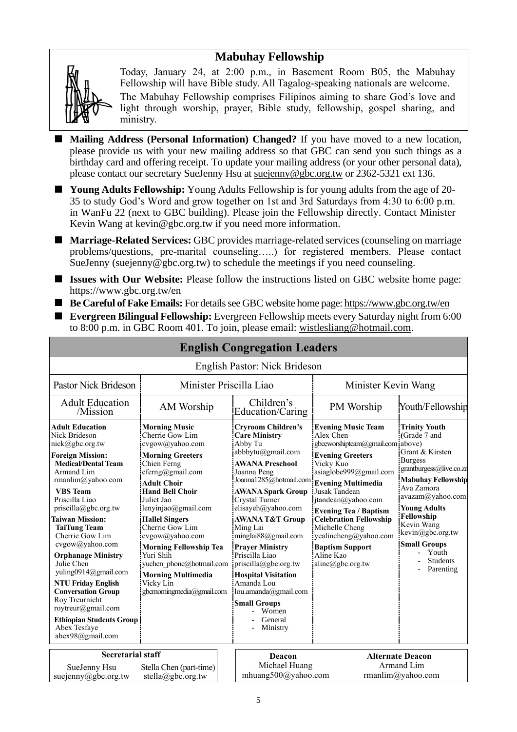## Mabuhay Fellowship

Today, January 24, at 2:00 p.m., in Basement Room B05, the Mabuhay Fellowship will have Bible study. All Tagalog-speaking nationals are welcome.

The Mabuhay Fellowship comprises Filipinos aiming to share God's love and light through worship, prayer, Bible study, fellowship, gospel sharing, and ministry.

- **Mailing Address (Personal Information) Changed?** If you have moved to a new location, please provide us with your new mailing address so that GBC can send you such things as a birthday card and offering receipt. To update your mailing address (or your other personal data), please contact our secretary SueJenny Hsu at suejenny@gbc.org.tw or 2362-5321 ext 136.
- **Young Adults Fellowship:** Young Adults Fellowship is for young adults from the age of 20-35 to study God's Word and grow together on 1st and 3rd Saturdays from 4:30 to 6:00 p.m. in WanFu 22 (next to GBC building). Please join the Fellowship directly. Contact Minister Kevin Wang at kevin@gbc.org.tw if you need more information.
- **Marriage-Related Services:** GBC provides marriage-related services (counseling on marriage problems/questions, pre-marital counseling…..) for registered members. Please contact SueJenny (suejenny@gbc.org.tw) to schedule the meetings if you need counseling.
- **Issues with Our Website:** Please follow the instructions listed on GBC website home page: https://www.gbc.org.tw/en
- **Be Careful of Fake Emails:** For details see GBC website home page: https://www.gbc.org.tw/en
- **Evergreen Bilingual Fellowship:** Evergreen Fellowship meets every Saturday night from 6:00 to 8:00 p.m. in GBC Room 401. To join, please email: wistlesliang@hotmail.com.

## English Congregation Leaders

English Pastor: Nick Brideson

| Pastor Nick Brideson | Minister Priscilla Liao | | Minister Kevin Wang | |
|---|---|---|---|---|
| Adult Education /Mission | AM Worship | Children's Education/Caring | PM Worship | Youth/Fellowship |
| **Adult Education** Nick Brideson nick@gbc.org.tw<br>**Foreign Mission:**<br>**Medical/Dental Team** Armand Lim rmanlim@yahoo.com<br>**VBS Team** Priscilla Liao priscilla@gbc.org.tw<br>**Taiwan Mission:**<br>**TaiTung Team** Cherrie Gow Lim cvgow@yahoo.com<br>**Orphanage Ministry** Julie Chen yuling0914@gmail.com<br>**NTU Friday English Conversation Group** Roy Treurnicht roytreur@gmail.com<br>**Ethiopian Students Group** Abex Tesfaye abex98@gmail.com | **Morning Music** Cherrie Gow Lim cvgow@yahoo.com<br>**Morning Greeters** Chien Ferng cferng@gmail.com<br>**Adult Choir**<br>**Hand Bell Choir** Juliet Jao lenyinjao@gmail.com<br>**Hallel Singers** Cherrie Gow Lim cvgow@yahoo.com<br>**Morning Fellowship Tea** Yuri Shih yuchen_phone@hotmail.com<br>**Morning Multimedia** Vicky Lin gbcmorningmedia@gmail.com | **Cryroom Children's Care Ministry** Abby Tu abbbytu@gmail.com<br>**AWANA Preschool** Joanna Peng Joanna1285@hotmail.com<br>**AWANA Spark Group** Crystal Turner elisayeh@yahoo.com<br>**AWANA T&T Group** Ming Lai minglai88@gmail.com<br>**Prayer Ministry** Priscilla Liao priscilla@gbc.org.tw<br>**Hospital Visitation** Amanda Lou lou.amanda@gmail.com<br>**Small Groups**<br>- Women<br>- General<br>- Ministry | **Evening Music Team** Alex Chen gbceworshipteam@gmail.com<br>**Evening Greeters** Vicky Kuo asiaglobe999@gmail.com<br>**Evening Multimedia** Jusak Tandean jtandean@yahoo.com<br>**Evening Tea / Baptism Celebration Fellowship** Michelle Cheng yealincheng@yahoo.com<br>**Baptism Support** Aline Kao aline@gbc.org.tw | **Trinity Youth** (Grade 7 and above) Grant & Kirsten Burgess grantburgess@live.co.za<br>**Mabuhay Fellowship** Ava Zamora avazam@yahoo.com<br>**Young Adults Fellowship** Kevin Wang kevin@gbc.org.tw<br>**Small Groups**<br>- Youth<br>- Students<br>- Parenting |

| Secretarial staff | |
|---|---|
| SueJenny Hsu suejenny@gbc.org.tw | Stella Chen (part-time) stella@gbc.org.tw |

| Deacon | Alternate Deacon |
|---|---|
| Michael Huang mhuang500@yahoo.com | Armand Lim rmanlim@yahoo.com |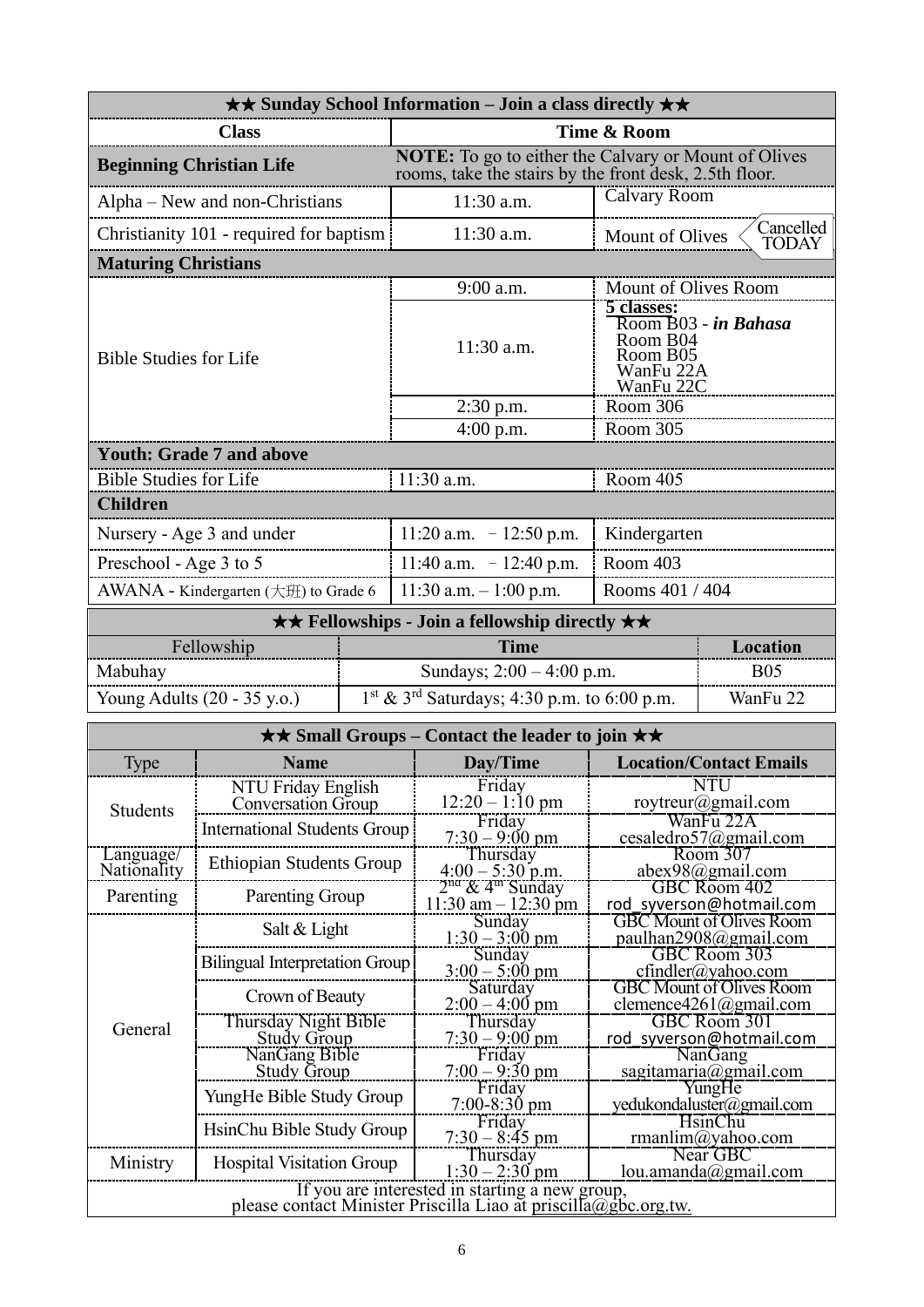| ★★ Sunday School Information – Join a class directly ★★ | | |
|---|---|---|
| **Class** | **Time & Room** | |
| **Beginning Christian Life** | **NOTE:** To go to either the Calvary or Mount of Olives rooms, take the stairs by the front desk, 2.5th floor. | |
| Alpha – New and non-Christians | 11:30 a.m. | Calvary Room |
| Christianity 101 - required for baptism | 11:30 a.m. | Mount of Olives (Cancelled TODAY) |
| **Maturing Christians** | | |
| Bible Studies for Life | 9:00 a.m. | Mount of Olives Room |
| | 11:30 a.m. | **5 classes:** Room B03 - ***in Bahasa*** Room B04 Room B05 WanFu 22A WanFu 22C |
| | 2:30 p.m. | Room 306 |
| | 4:00 p.m. | Room 305 |
| **Youth: Grade 7 and above** | | |
| Bible Studies for Life | 11:30 a.m. | Room 405 |
| **Children** | | |
| Nursery - Age 3 and under | 11:20 a.m. – 12:50 p.m. | Kindergarten |
| Preschool - Age 3 to 5 | 11:40 a.m. – 12:40 p.m. | Room 403 |
| AWANA - Kindergarten (大班) to Grade 6 | 11:30 a.m. – 1:00 p.m. | Rooms 401 / 404 |

| ★★ Fellowships - Join a fellowship directly ★★ | | |
|---|---|---|
| Fellowship | **Time** | **Location** |
| Mabuhay | Sundays; 2:00 – 4:00 p.m. | B05 |
| Young Adults (20 - 35 y.o.) | 1st & 3rd Saturdays; 4:30 p.m. to 6:00 p.m. | WanFu 22 |

| ★★ Small Groups – Contact the leader to join ★★ | | | |
|---|---|---|---|
| Type | **Name** | **Day/Time** | **Location/Contact Emails** |
| Students | NTU Friday English Conversation Group | Friday 12:20 – 1:10 pm | NTU roytreur@gmail.com |
| | International Students Group | Friday 7:30 – 9:00 pm | WanFu 22A cesaledro57@gmail.com |
| Language/ Nationality | Ethiopian Students Group | Thursday 4:00 – 5:30 p.m. | Room 307 abex98@gmail.com |
| Parenting | Parenting Group | 2nd & 4th Sunday 11:30 am – 12:30 pm | GBC Room 402 rod_syverson@hotmail.com |
| General | Salt & Light | Sunday 1:30 – 3:00 pm | GBC Mount of Olives Room paulhan2908@gmail.com |
| | Bilingual Interpretation Group | Sunday 3:00 – 5:00 pm | GBC Room 303 cfindler@yahoo.com |
| | Crown of Beauty | Saturday 2:00 – 4:00 pm | GBC Mount of Olives Room clemence4261@gmail.com |
| | Thursday Night Bible Study Group | Thursday 7:30 – 9:00 pm | GBC Room 301 rod_syverson@hotmail.com |
| | NanGang Bible Study Group | Friday 7:00 – 9:30 pm | NanGang sagitamaria@gmail.com |
| | YungHe Bible Study Group | Friday 7:00-8:30 pm | YungHe yedukondaluster@gmail.com |
| | HsinChu Bible Study Group | Friday 7:30 – 8:45 pm | HsinChu rmanlim@yahoo.com |
| Ministry | Hospital Visitation Group | Thursday 1:30 – 2:30 pm | Near GBC lou.amanda@gmail.com |
| If you are interested in starting a new group, please contact Minister Priscilla Liao at priscilla@gbc.org.tw. | | | |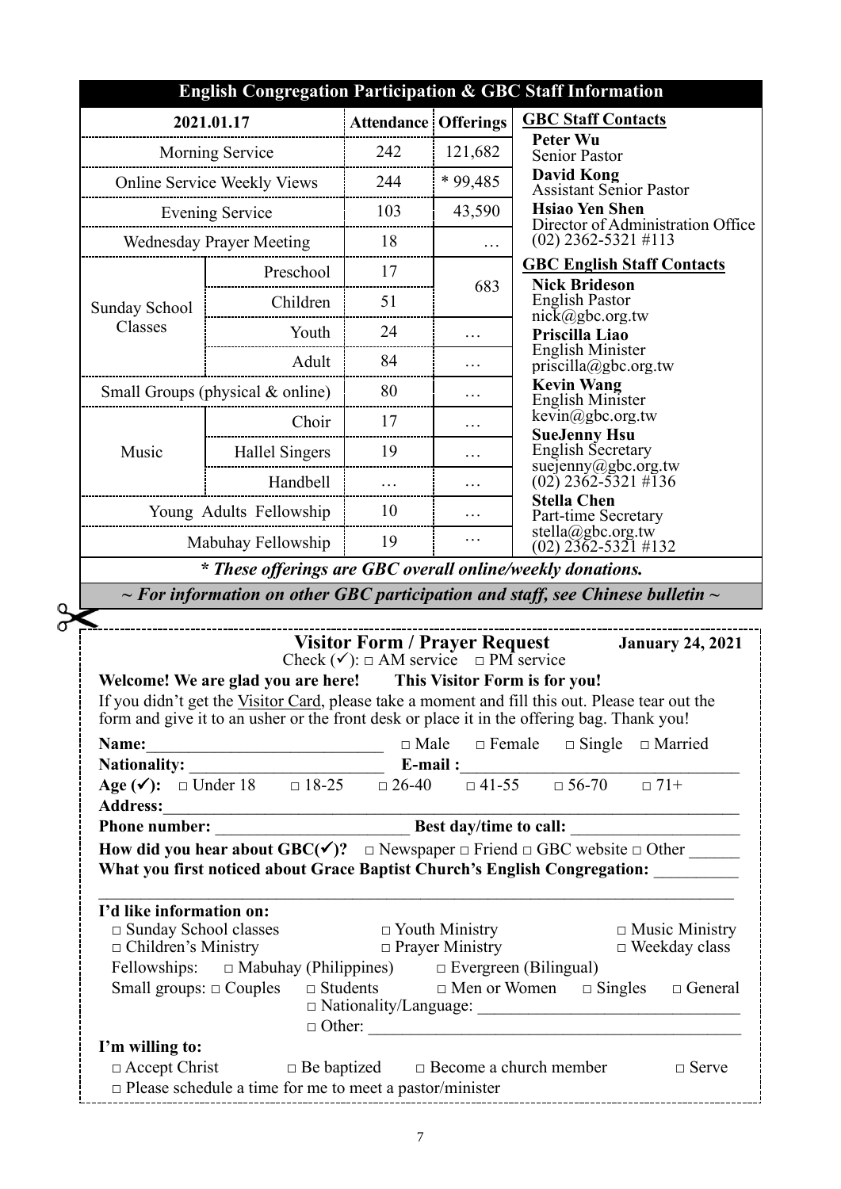## English Congregation Participation & GBC Staff Information

| 2021.01.17 | | Attendance | Offerings |
|---|---|---|---|
| Morning Service | | 242 | 121,682 |
| Online Service Weekly Views | | 244 | * 99,485 |
| Evening Service | | 103 | 43,590 |
| Wednesday Prayer Meeting | | 18 | … |
| Sunday School Classes | Preschool | 17 | 683 |
| | Children | 51 | |
| | Youth | 24 | … |
| | Adult | 84 | … |
| Small Groups (physical & online) | | 80 | … |
| Music | Choir | 17 | … |
| | Hallel Singers | 19 | … |
| | Handbell | … | … |
| Young Adults Fellowship | | 10 | … |
| Mabuhay Fellowship | | 19 | … |

**GBC Staff Contacts**

**Peter Wu**
Senior Pastor

**David Kong**
Assistant Senior Pastor

**Hsiao Yen Shen**
Director of Administration Office
(02) 2362-5321 #113

**GBC English Staff Contacts**

**Nick Brideson**
English Pastor
nick@gbc.org.tw

**Priscilla Liao**
English Minister
priscilla@gbc.org.tw

**Kevin Wang**
English Minister
kevin@gbc.org.tw

**SueJenny Hsu**
English Secretary
suejenny@gbc.org.tw
(02) 2362-5321 #136

**Stella Chen**
Part-time Secretary
stella@gbc.org.tw
(02) 2362-5321 #132

***\* These offerings are GBC overall online/weekly donations.***

***~ For information on other GBC participation and staff, see Chinese bulletin ~***

---

### Visitor Form / Prayer Request

**January 24, 2021**

Check (✓): □ AM service □ PM service

**Welcome! We are glad you are here! This Visitor Form is for you!**

If you didn't get the Visitor Card, please take a moment and fill this out. Please tear out the form and give it to an usher or the front desk or place it in the offering bag. Thank you!

**Name:**____________________________ □ Male □ Female □ Single □ Married

**Nationality:** ________________________ **E-mail :**________________________________

**Age (✓):** □ Under 18 □ 18-25 □ 26-40 □ 41-55 □ 56-70 □ 71+

**Address:**________________________________________________________________

**Phone number:** ______________________ **Best day/time to call:** ___________________

**How did you hear about GBC(✓)?** □ Newspaper □ Friend □ GBC website □ Other ______

**What you first noticed about Grace Baptist Church's English Congregation:** __________

_____________________________________________________________________________

**I'd like information on:**

□ Sunday School classes □ Youth Ministry □ Music Ministry
□ Children's Ministry □ Prayer Ministry □ Weekday class

Fellowships: □ Mabuhay (Philippines) □ Evergreen (Bilingual)

Small groups: □ Couples □ Students □ Men or Women □ Singles □ General
□ Nationality/Language: _______________________________
□ Other: ____________________________________________

**I'm willing to:**

□ Accept Christ □ Be baptized □ Become a church member □ Serve
□ Please schedule a time for me to meet a pastor/minister